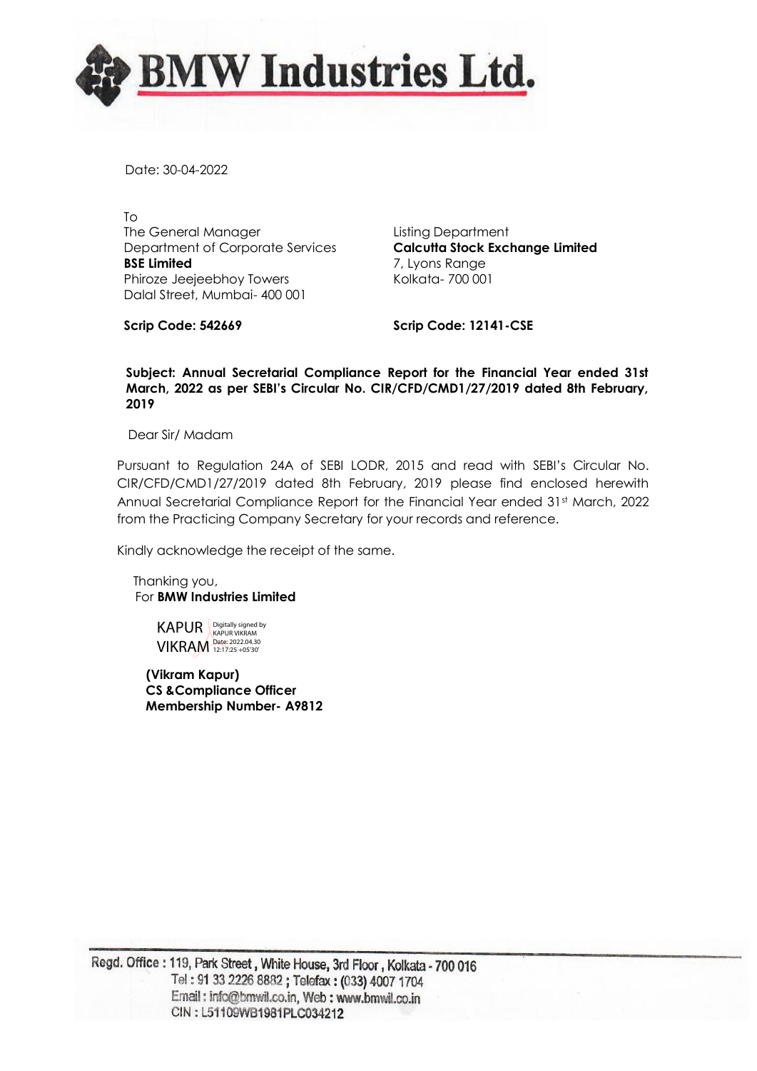# BMW Industries Ltd.

Date: 30-04-2022

To
The General Manager
Department of Corporate Services
**BSE Limited**
Phiroze Jeejeebhoy Towers
Dalal Street, Mumbai- 400 001

**Scrip Code: 542669**

Listing Department
**Calcutta Stock Exchange Limited**
7, Lyons Range
Kolkata- 700 001

**Scrip Code: 12141-CSE**

**Subject: Annual Secretarial Compliance Report for the Financial Year ended 31st March, 2022 as per SEBI's Circular No. CIR/CFD/CMD1/27/2019 dated 8th February, 2019**

Dear Sir/ Madam

Pursuant to Regulation 24A of SEBI LODR, 2015 and read with SEBI's Circular No. CIR/CFD/CMD1/27/2019 dated 8th February, 2019 please find enclosed herewith Annual Secretarial Compliance Report for the Financial Year ended 31st March, 2022 from the Practicing Company Secretary for your records and reference.

Kindly acknowledge the receipt of the same.

Thanking you,
For **BMW Industries Limited**

KAPUR VIKRAM
Digitally signed by KAPUR VIKRAM
Date: 2022.04.30 12:17:25 +05'30'

**(Vikram Kapur)**
**CS &Compliance Officer**
**Membership Number- A9812**

Regd. Office : 119, Park Street, White House, 3rd Floor, Kolkata - 700 016
Tel : 91 33 2226 8882 ; Telefax : (033) 4007 1704
Email : info@bmwil.co.in, Web : www.bmwil.co.in
CIN : L51109WB1981PLC034212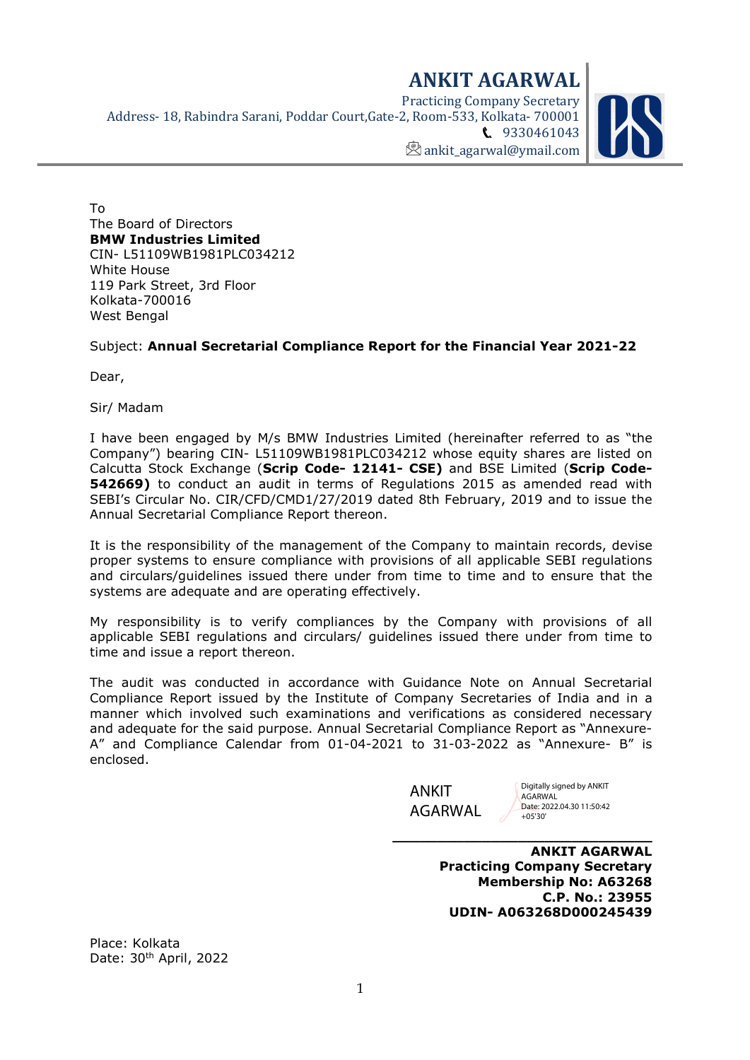# ANKIT AGARWAL

Practicing Company Secretary
Address- 18, Rabindra Sarani, Poddar Court,Gate-2, Room-533, Kolkata- 700001
9330461043
ankit_agarwal@ymail.com

To
The Board of Directors
**BMW Industries Limited**
CIN- L51109WB1981PLC034212
White House
119 Park Street, 3rd Floor
Kolkata-700016
West Bengal

Subject: **Annual Secretarial Compliance Report for the Financial Year 2021-22**

Dear,

Sir/ Madam

I have been engaged by M/s BMW Industries Limited (hereinafter referred to as "the Company") bearing CIN- L51109WB1981PLC034212 whose equity shares are listed on Calcutta Stock Exchange (**Scrip Code- 12141- CSE)** and BSE Limited (**Scrip Code- 542669)** to conduct an audit in terms of Regulations 2015 as amended read with SEBI's Circular No. CIR/CFD/CMD1/27/2019 dated 8th February, 2019 and to issue the Annual Secretarial Compliance Report thereon.

It is the responsibility of the management of the Company to maintain records, devise proper systems to ensure compliance with provisions of all applicable SEBI regulations and circulars/guidelines issued there under from time to time and to ensure that the systems are adequate and are operating effectively.

My responsibility is to verify compliances by the Company with provisions of all applicable SEBI regulations and circulars/ guidelines issued there under from time to time and issue a report thereon.

The audit was conducted in accordance with Guidance Note on Annual Secretarial Compliance Report issued by the Institute of Company Secretaries of India and in a manner which involved such examinations and verifications as considered necessary and adequate for the said purpose. Annual Secretarial Compliance Report as "Annexure-A" and Compliance Calendar from 01-04-2021 to 31-03-2022 as "Annexure- B" is enclosed.

ANKIT AGARWAL — Digitally signed by ANKIT AGARWAL Date: 2022.04.30 11:50:42 +05'30'

**ANKIT AGARWAL**
**Practicing Company Secretary**
**Membership No: A63268**
**C.P. No.: 23955**
**UDIN- A063268D000245439**

Place: Kolkata
Date: 30th April, 2022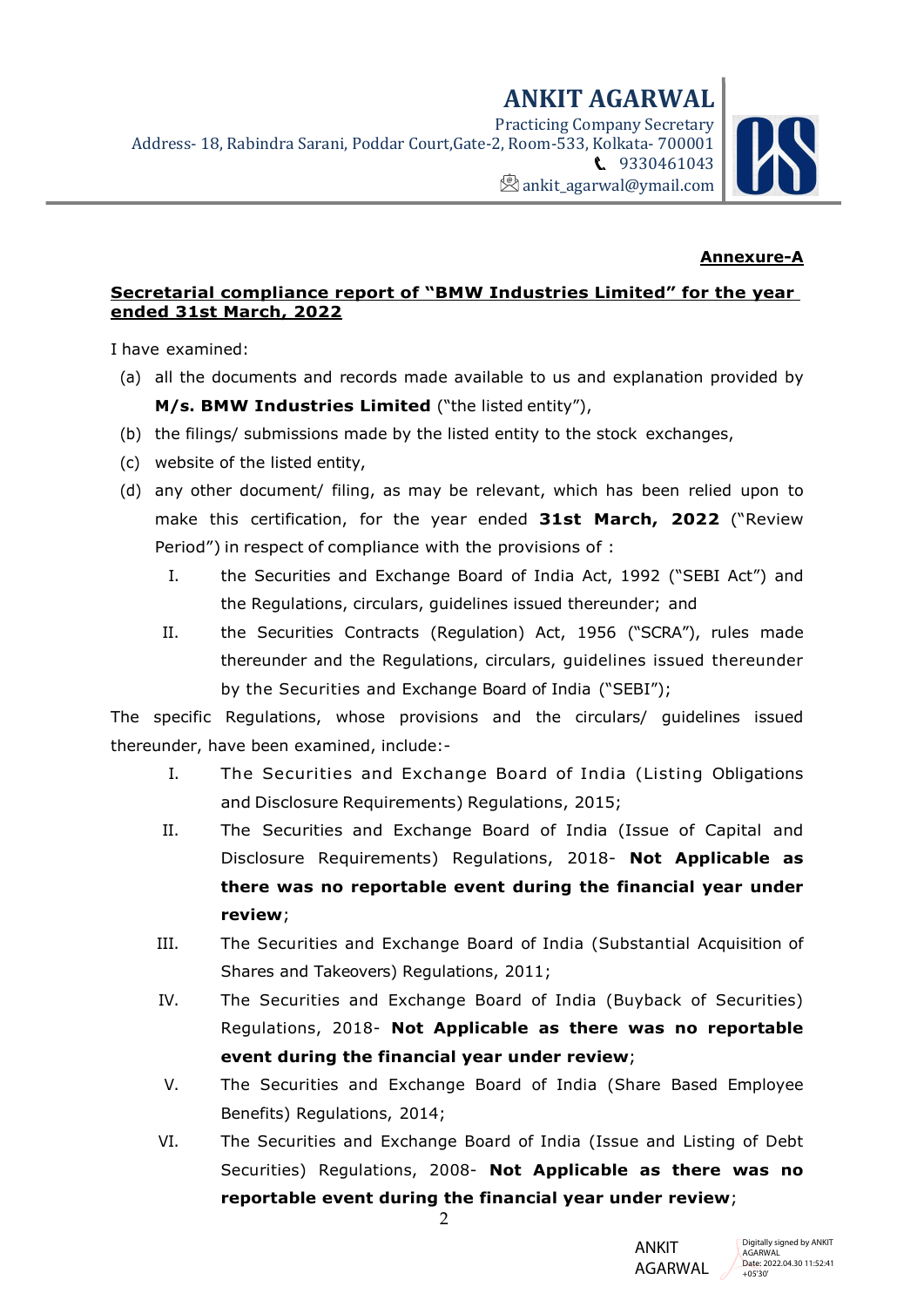**Annexure-A**

**Secretarial compliance report of "BMW Industries Limited" for the year ended 31st March, 2022**

I have examined:

(a) all the documents and records made available to us and explanation provided by **M/s. BMW Industries Limited** ("the listed entity"),

(b) the filings/ submissions made by the listed entity to the stock exchanges,

(c) website of the listed entity,

(d) any other document/ filing, as may be relevant, which has been relied upon to make this certification, for the year ended **31st March, 2022** ("Review Period") in respect of compliance with the provisions of :

I. the Securities and Exchange Board of India Act, 1992 ("SEBI Act") and the Regulations, circulars, guidelines issued thereunder; and

II. the Securities Contracts (Regulation) Act, 1956 ("SCRA"), rules made thereunder and the Regulations, circulars, guidelines issued thereunder by the Securities and Exchange Board of India ("SEBI");

The specific Regulations, whose provisions and the circulars/ guidelines issued thereunder, have been examined, include:-

I. The Securities and Exchange Board of India (Listing Obligations and Disclosure Requirements) Regulations, 2015;

II. The Securities and Exchange Board of India (Issue of Capital and Disclosure Requirements) Regulations, 2018- **Not Applicable as there was no reportable event during the financial year under review**;

III. The Securities and Exchange Board of India (Substantial Acquisition of Shares and Takeovers) Regulations, 2011;

IV. The Securities and Exchange Board of India (Buyback of Securities) Regulations, 2018- **Not Applicable as there was no reportable event during the financial year under review**;

V. The Securities and Exchange Board of India (Share Based Employee Benefits) Regulations, 2014;

VI. The Securities and Exchange Board of India (Issue and Listing of Debt Securities) Regulations, 2008- **Not Applicable as there was no reportable event during the financial year under review**;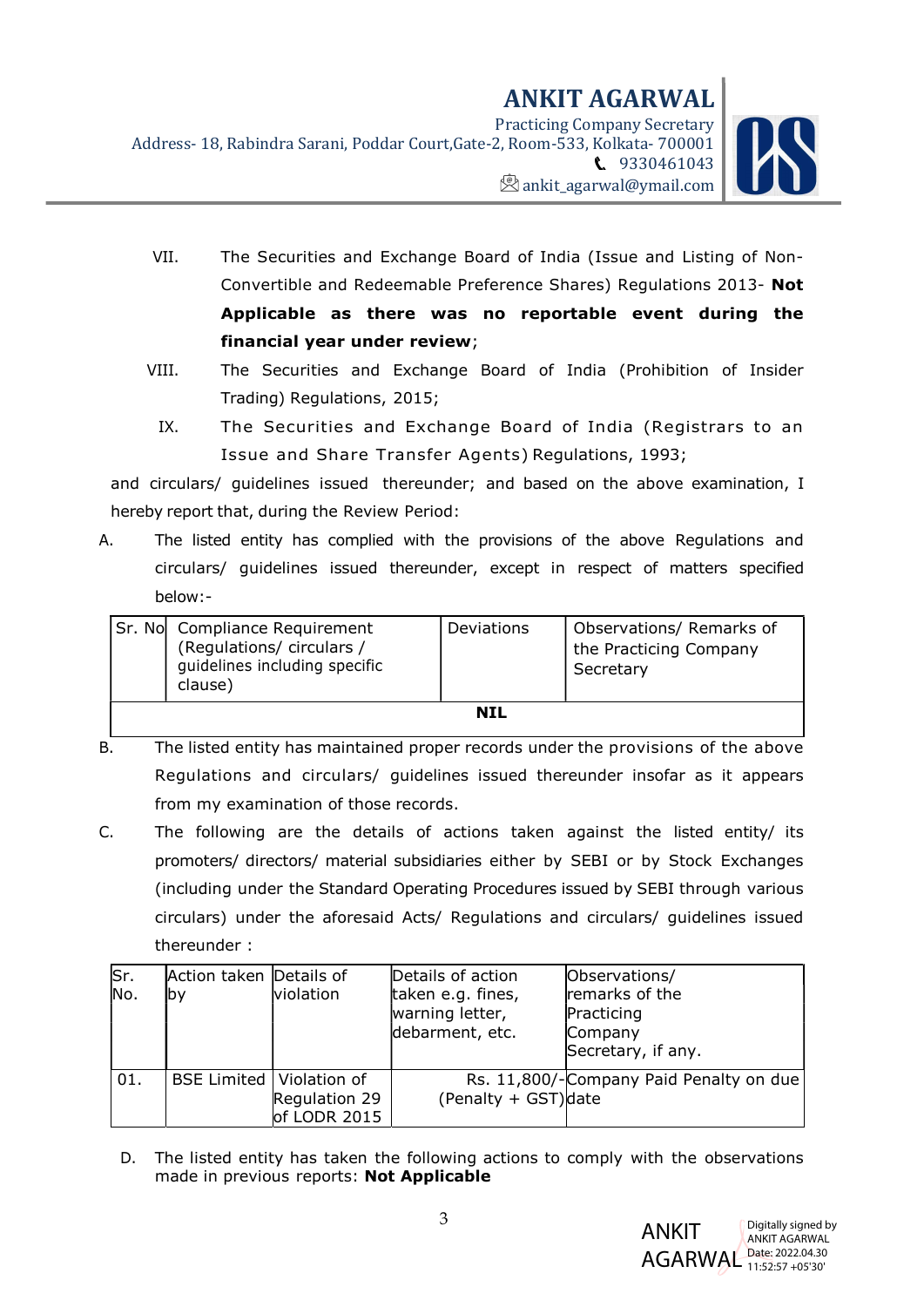VII. The Securities and Exchange Board of India (Issue and Listing of Non-Convertible and Redeemable Preference Shares) Regulations 2013- **Not Applicable as there was no reportable event during the financial year under review**;

VIII. The Securities and Exchange Board of India (Prohibition of Insider Trading) Regulations, 2015;

IX. The Securities and Exchange Board of India (Registrars to an Issue and Share Transfer Agents) Regulations, 1993;

and circulars/ guidelines issued thereunder; and based on the above examination, I hereby report that, during the Review Period:

A. The listed entity has complied with the provisions of the above Regulations and circulars/ guidelines issued thereunder, except in respect of matters specified below:-

| Sr. No | Compliance Requirement (Regulations/ circulars / guidelines including specific clause) | Deviations | Observations/ Remarks of the Practicing Company Secretary |
|---|---|---|---|
| | | **NIL** | |

B. The listed entity has maintained proper records under the provisions of the above Regulations and circulars/ guidelines issued thereunder insofar as it appears from my examination of those records.

C. The following are the details of actions taken against the listed entity/ its promoters/ directors/ material subsidiaries either by SEBI or by Stock Exchanges (including under the Standard Operating Procedures issued by SEBI through various circulars) under the aforesaid Acts/ Regulations and circulars/ guidelines issued thereunder :

| Sr. No. | Action taken by | Details of violation | Details of action taken e.g. fines, warning letter, debarment, etc. | Observations/ remarks of the Practicing Company Secretary, if any. |
|---|---|---|---|---|
| 01. | BSE Limited | Violation of Regulation 29 of LODR 2015 | Rs. 11,800/- (Penalty + GST) | Company Paid Penalty on due date |

D. The listed entity has taken the following actions to comply with the observations made in previous reports: **Not Applicable**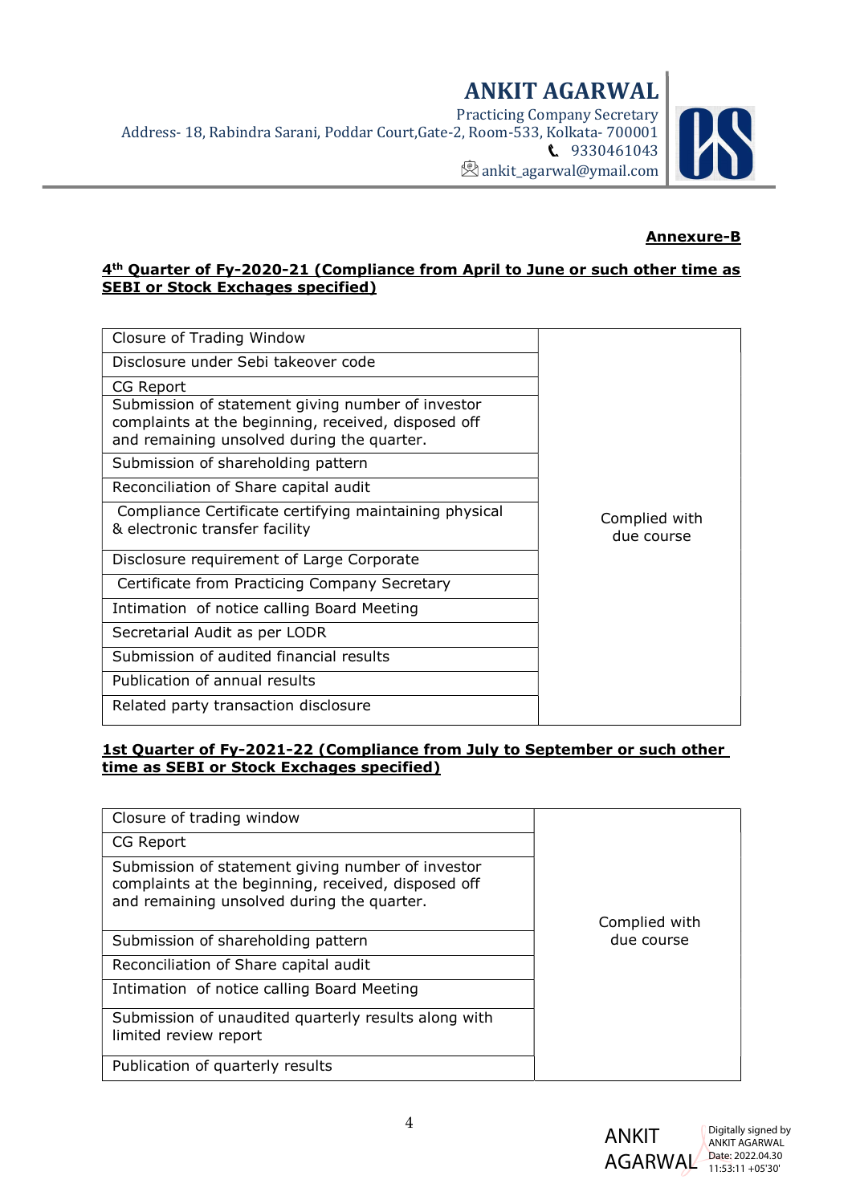**Annexure-B**

**4th Quarter of Fy-2020-21 (Compliance from April to June or such other time as SEBI or Stock Exchages specified)**

| | |
|---|---|
| Closure of Trading Window | Complied with due course |
| Disclosure under Sebi takeover code | |
| CG Report | |
| Submission of statement giving number of investor complaints at the beginning, received, disposed off and remaining unsolved during the quarter. | |
| Submission of shareholding pattern | |
| Reconciliation of Share capital audit | |
| Compliance Certificate certifying maintaining physical & electronic transfer facility | |
| Disclosure requirement of Large Corporate | |
| Certificate from Practicing Company Secretary | |
| Intimation of notice calling Board Meeting | |
| Secretarial Audit as per LODR | |
| Submission of audited financial results | |
| Publication of annual results | |
| Related party transaction disclosure | |

**1st Quarter of Fy-2021-22 (Compliance from July to September or such other time as SEBI or Stock Exchages specified)**

| | |
|---|---|
| Closure of trading window | Complied with due course |
| CG Report | |
| Submission of statement giving number of investor complaints at the beginning, received, disposed off and remaining unsolved during the quarter. | |
| Submission of shareholding pattern | |
| Reconciliation of Share capital audit | |
| Intimation of notice calling Board Meeting | |
| Submission of unaudited quarterly results along with limited review report | |
| Publication of quarterly results | |

ANKIT AGARWAL Digitally signed by ANKIT AGARWAL Date: 2022.04.30 11:53:11 +05'30'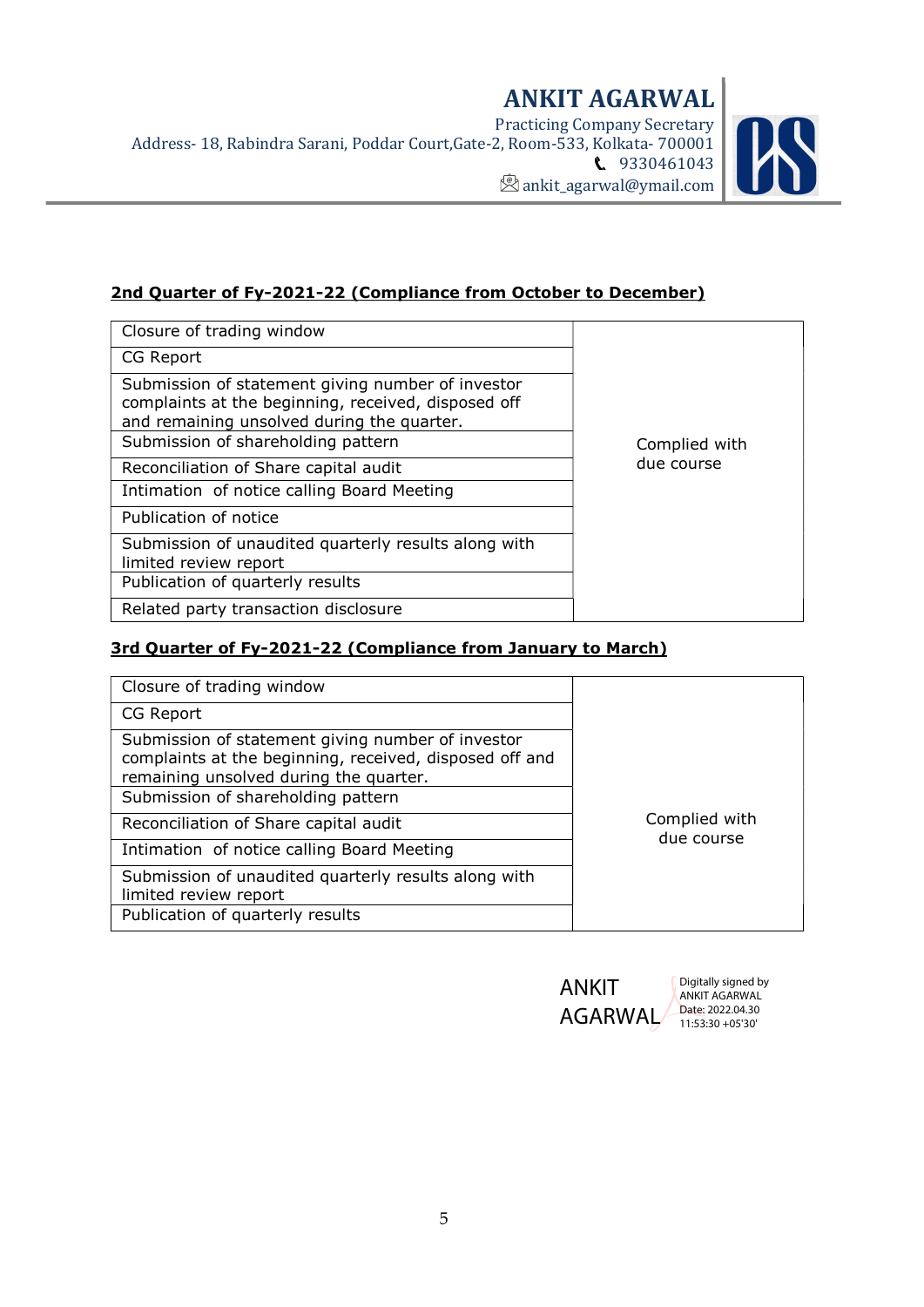**ANKIT AGARWAL**
Practicing Company Secretary
Address- 18, Rabindra Sarani, Poddar Court,Gate-2, Room-533, Kolkata- 700001
9330461043
ankit_agarwal@ymail.com

**2nd Quarter of Fy-2021-22 (Compliance from October to December)**

| | |
|---|---|
| Closure of trading window | Complied with due course |
| CG Report | |
| Submission of statement giving number of investor complaints at the beginning, received, disposed off and remaining unsolved during the quarter. | |
| Submission of shareholding pattern | |
| Reconciliation of Share capital audit | |
| Intimation of notice calling Board Meeting | |
| Publication of notice | |
| Submission of unaudited quarterly results along with limited review report | |
| Publication of quarterly results | |
| Related party transaction disclosure | |

**3rd Quarter of Fy-2021-22 (Compliance from January to March)**

| | |
|---|---|
| Closure of trading window | Complied with due course |
| CG Report | |
| Submission of statement giving number of investor complaints at the beginning, received, disposed off and remaining unsolved during the quarter. | |
| Submission of shareholding pattern | |
| Reconciliation of Share capital audit | |
| Intimation of notice calling Board Meeting | |
| Submission of unaudited quarterly results along with limited review report | |
| Publication of quarterly results | |

ANKIT AGARWAL
Digitally signed by ANKIT AGARWAL
Date: 2022.04.30 11:53:30 +05'30'